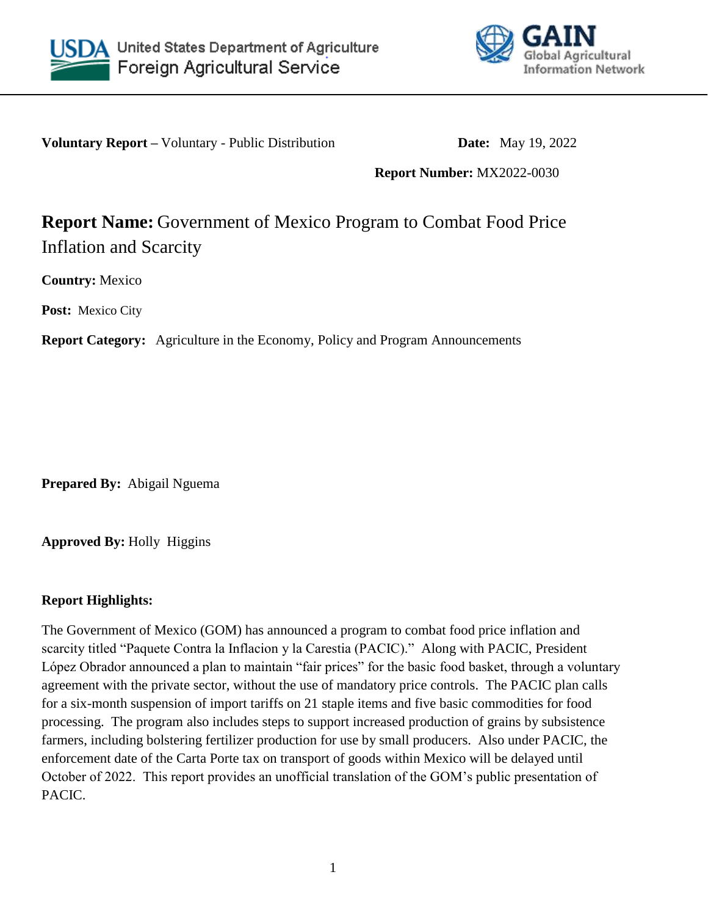United States Department of Agriculture
Foreign Agricultural Service

GAIN
Global Agricultural Information Network

**Voluntary Report –** Voluntary - Public Distribution **Date:** May 19, 2022

**Report Number:** MX2022-0030

# **Report Name:** Government of Mexico Program to Combat Food Price Inflation and Scarcity

**Country:** Mexico

**Post:** Mexico City

**Report Category:** Agriculture in the Economy, Policy and Program Announcements

**Prepared By:** Abigail Nguema

**Approved By:** Holly Higgins

**Report Highlights:**

The Government of Mexico (GOM) has announced a program to combat food price inflation and scarcity titled "Paquete Contra la Inflacion y la Carestia (PACIC)." Along with PACIC, President López Obrador announced a plan to maintain "fair prices" for the basic food basket, through a voluntary agreement with the private sector, without the use of mandatory price controls. The PACIC plan calls for a six-month suspension of import tariffs on 21 staple items and five basic commodities for food processing. The program also includes steps to support increased production of grains by subsistence farmers, including bolstering fertilizer production for use by small producers. Also under PACIC, the enforcement date of the Carta Porte tax on transport of goods within Mexico will be delayed until October of 2022. This report provides an unofficial translation of the GOM's public presentation of PACIC.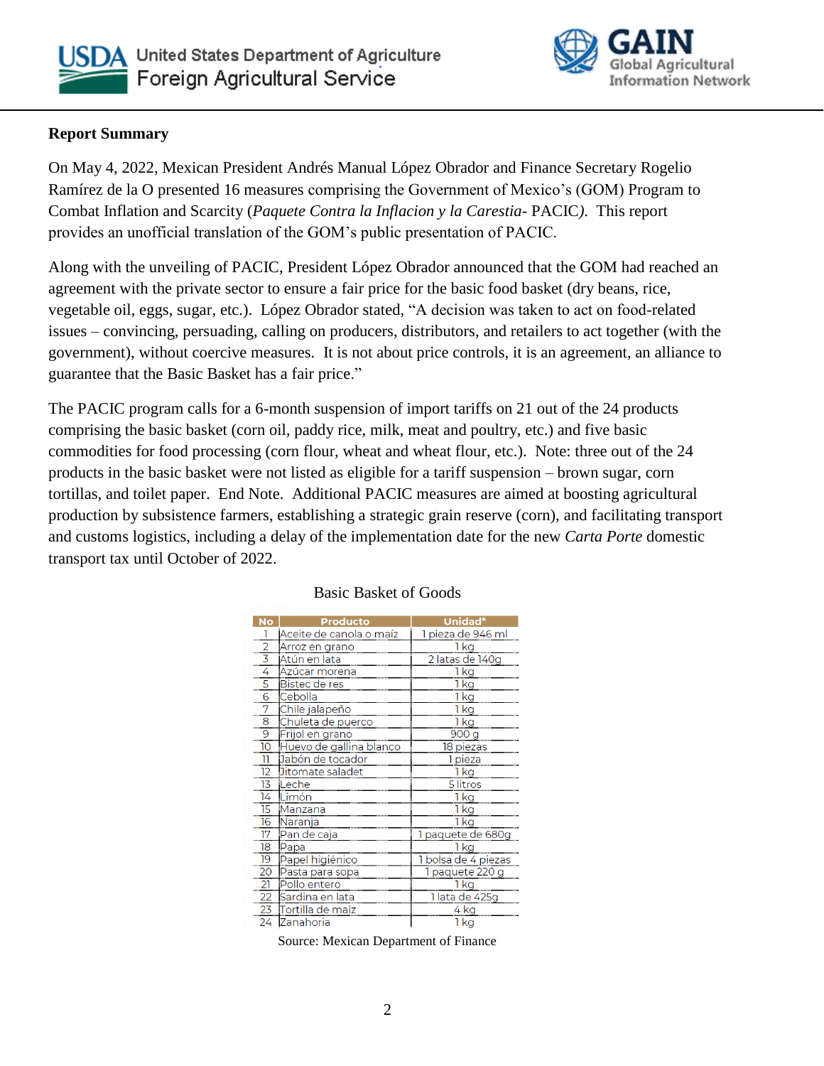**Report Summary**

On May 4, 2022, Mexican President Andrés Manual López Obrador and Finance Secretary Rogelio Ramírez de la O presented 16 measures comprising the Government of Mexico's (GOM) Program to Combat Inflation and Scarcity (*Paquete Contra la Inflacion y la Carestia*- PACIC*)*. This report provides an unofficial translation of the GOM's public presentation of PACIC.

Along with the unveiling of PACIC, President López Obrador announced that the GOM had reached an agreement with the private sector to ensure a fair price for the basic food basket (dry beans, rice, vegetable oil, eggs, sugar, etc.). López Obrador stated, "A decision was taken to act on food-related issues – convincing, persuading, calling on producers, distributors, and retailers to act together (with the government), without coercive measures. It is not about price controls, it is an agreement, an alliance to guarantee that the Basic Basket has a fair price."

The PACIC program calls for a 6-month suspension of import tariffs on 21 out of the 24 products comprising the basic basket (corn oil, paddy rice, milk, meat and poultry, etc.) and five basic commodities for food processing (corn flour, wheat and wheat flour, etc.). Note: three out of the 24 products in the basic basket were not listed as eligible for a tariff suspension – brown sugar, corn tortillas, and toilet paper. End Note. Additional PACIC measures are aimed at boosting agricultural production by subsistence farmers, establishing a strategic grain reserve (corn), and facilitating transport and customs logistics, including a delay of the implementation date for the new *Carta Porte* domestic transport tax until October of 2022.

Basic Basket of Goods

| No | Producto | Unidad* |
|---|---|---|
| 1 | Aceite de canola o maíz | 1 pieza de 946 ml |
| 2 | Arroz en grano | 1 kg |
| 3 | Atún en lata | 2 latas de 140g |
| 4 | Azúcar morena | 1 kg |
| 5 | Bistec de res | 1 kg |
| 6 | Cebolla | 1 kg |
| 7 | Chile jalapeño | 1 kg |
| 8 | Chuleta de puerco | 1 kg |
| 9 | Frijol en grano | 900 g |
| 10 | Huevo de gallina blanco | 18 piezas |
| 11 | Jabón de tocador | 1 pieza |
| 12 | Jitomate saladet | 1 kg |
| 13 | Leche | 5 litros |
| 14 | Limón | 1 kg |
| 15 | Manzana | 1 kg |
| 16 | Naranja | 1 kg |
| 17 | Pan de caja | 1 paquete de 680g |
| 18 | Papa | 1 kg |
| 19 | Papel higiénico | 1 bolsa de 4 piezas |
| 20 | Pasta para sopa | 1 paquete 220 g |
| 21 | Pollo entero | 1 kg |
| 22 | Sardina en lata | 1 lata de 425g |
| 23 | Tortilla de maíz | 4 kg |
| 24 | Zanahoria | 1 kg |

Source: Mexican Department of Finance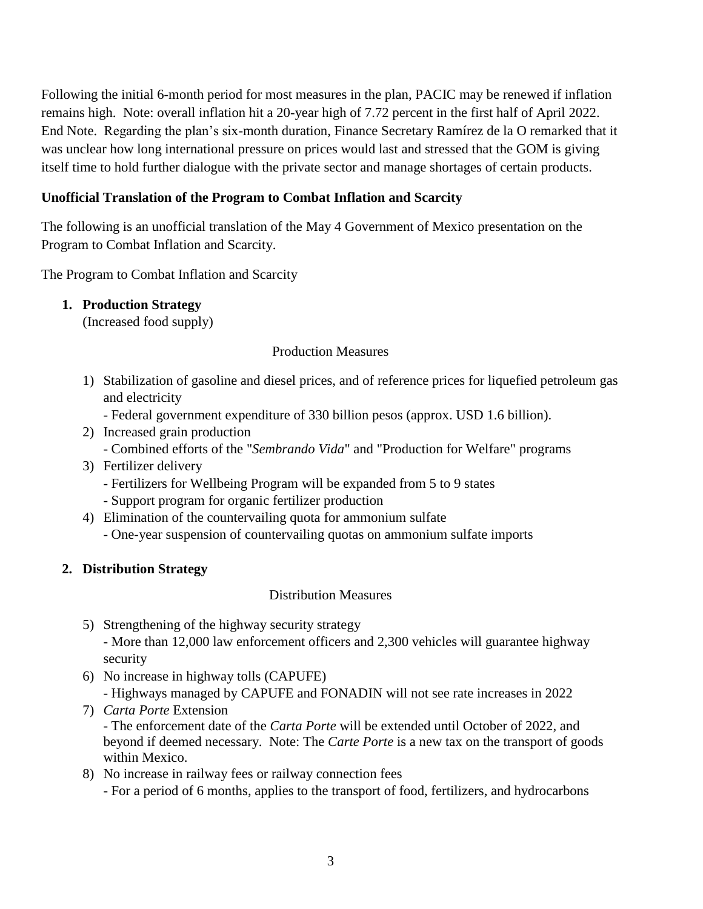Following the initial 6-month period for most measures in the plan, PACIC may be renewed if inflation remains high. Note: overall inflation hit a 20-year high of 7.72 percent in the first half of April 2022. End Note. Regarding the plan's six-month duration, Finance Secretary Ramírez de la O remarked that it was unclear how long international pressure on prices would last and stressed that the GOM is giving itself time to hold further dialogue with the private sector and manage shortages of certain products.

**Unofficial Translation of the Program to Combat Inflation and Scarcity**

The following is an unofficial translation of the May 4 Government of Mexico presentation on the Program to Combat Inflation and Scarcity.

The Program to Combat Inflation and Scarcity

1. **Production Strategy**
   (Increased food supply)

   Production Measures

   1) Stabilization of gasoline and diesel prices, and of reference prices for liquefied petroleum gas and electricity
      - Federal government expenditure of 330 billion pesos (approx. USD 1.6 billion).
   2) Increased grain production
      - Combined efforts of the "*Sembrando Vida*" and "Production for Welfare" programs
   3) Fertilizer delivery
      - Fertilizers for Wellbeing Program will be expanded from 5 to 9 states
      - Support program for organic fertilizer production
   4) Elimination of the countervailing quota for ammonium sulfate
      - One-year suspension of countervailing quotas on ammonium sulfate imports

2. **Distribution Strategy**

   Distribution Measures

   5) Strengthening of the highway security strategy
      - More than 12,000 law enforcement officers and 2,300 vehicles will guarantee highway security
   6) No increase in highway tolls (CAPUFE)
      - Highways managed by CAPUFE and FONADIN will not see rate increases in 2022
   7) *Carta Porte* Extension
      - The enforcement date of the *Carta Porte* will be extended until October of 2022, and beyond if deemed necessary. Note: The *Carte Porte* is a new tax on the transport of goods within Mexico.
   8) No increase in railway fees or railway connection fees
      - For a period of 6 months, applies to the transport of food, fertilizers, and hydrocarbons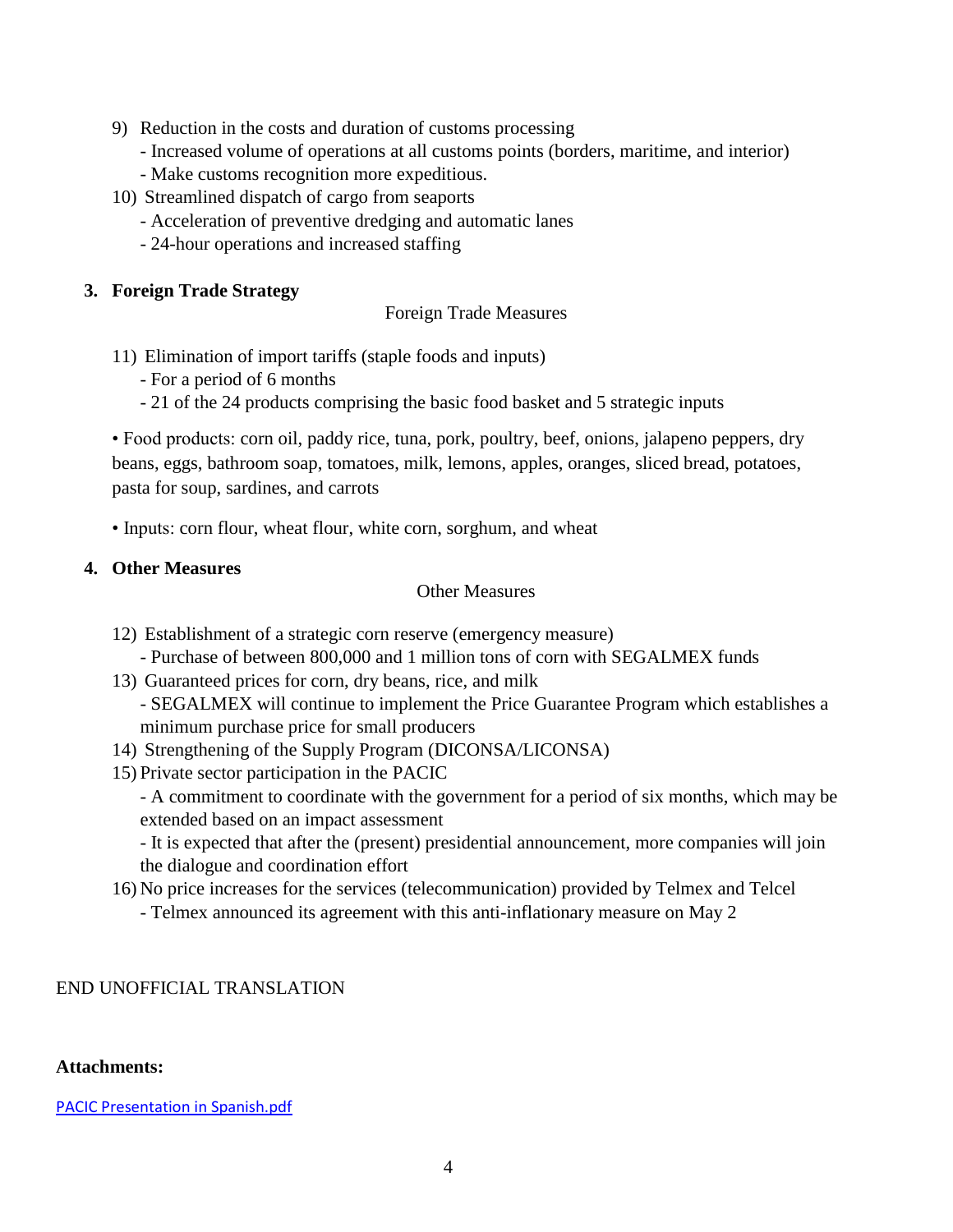9) Reduction in the costs and duration of customs processing
   - Increased volume of operations at all customs points (borders, maritime, and interior)
   - Make customs recognition more expeditious.
10) Streamlined dispatch of cargo from seaports
   - Acceleration of preventive dredging and automatic lanes
   - 24-hour operations and increased staffing

## 3. Foreign Trade Strategy

Foreign Trade Measures

11) Elimination of import tariffs (staple foods and inputs)
   - For a period of 6 months
   - 21 of the 24 products comprising the basic food basket and 5 strategic inputs

• Food products: corn oil, paddy rice, tuna, pork, poultry, beef, onions, jalapeno peppers, dry beans, eggs, bathroom soap, tomatoes, milk, lemons, apples, oranges, sliced bread, potatoes, pasta for soup, sardines, and carrots

• Inputs: corn flour, wheat flour, white corn, sorghum, and wheat

## 4. Other Measures

Other Measures

12) Establishment of a strategic corn reserve (emergency measure)
   - Purchase of between 800,000 and 1 million tons of corn with SEGALMEX funds
13) Guaranteed prices for corn, dry beans, rice, and milk
   - SEGALMEX will continue to implement the Price Guarantee Program which establishes a minimum purchase price for small producers
14) Strengthening of the Supply Program (DICONSA/LICONSA)
15) Private sector participation in the PACIC
   - A commitment to coordinate with the government for a period of six months, which may be extended based on an impact assessment
   - It is expected that after the (present) presidential announcement, more companies will join the dialogue and coordination effort
16) No price increases for the services (telecommunication) provided by Telmex and Telcel
   - Telmex announced its agreement with this anti-inflationary measure on May 2

END UNOFFICIAL TRANSLATION

**Attachments:**

PACIC Presentation in Spanish.pdf